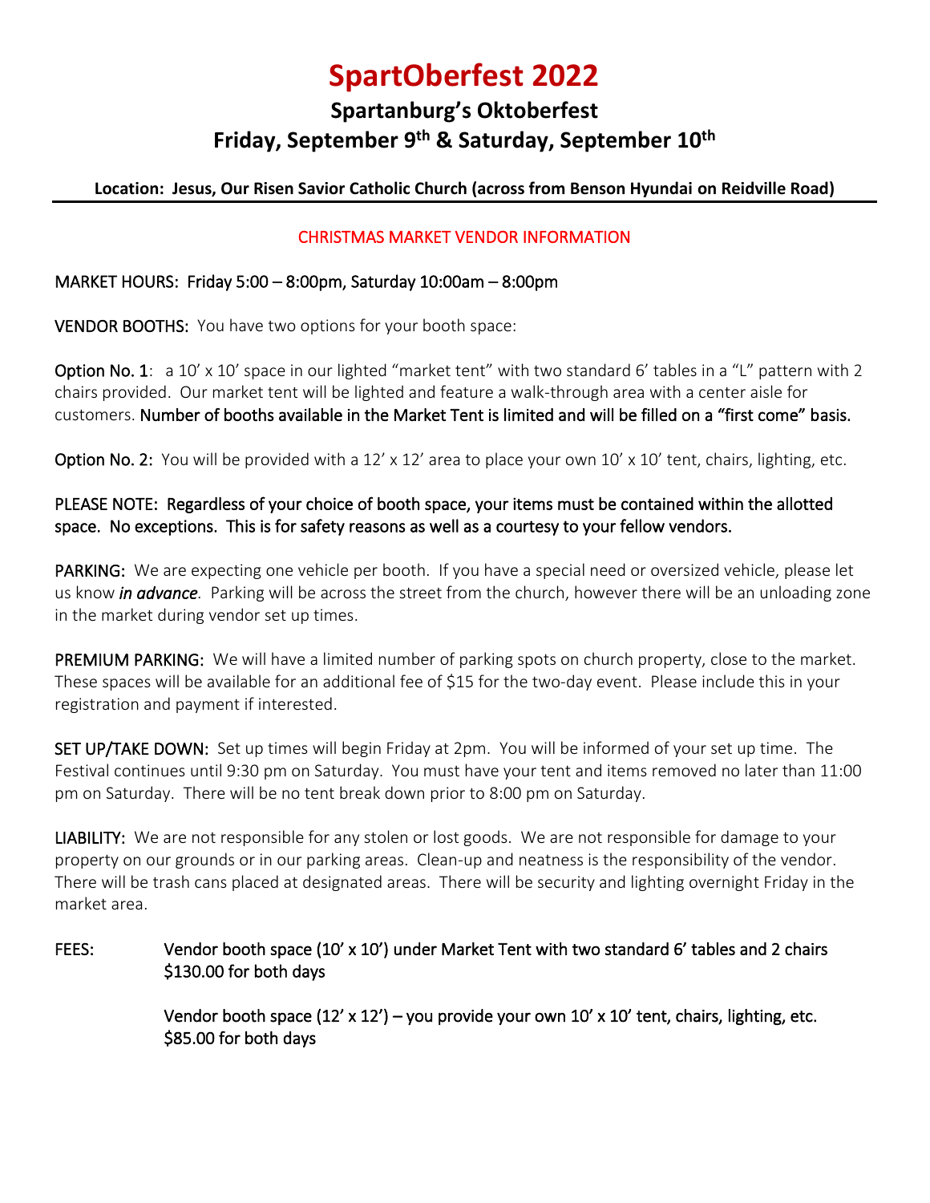# SpartOberfest 2022

## Spartanburg's Oktoberfest

## Friday, September 9th & Saturday, September 10th

**Location: Jesus, Our Risen Savior Catholic Church (across from Benson Hyundai on Reidville Road)**

---

CHRISTMAS MARKET VENDOR INFORMATION

MARKET HOURS: Friday 5:00 – 8:00pm, Saturday 10:00am – 8:00pm

VENDOR BOOTHS: You have two options for your booth space:

Option No. 1: a 10' x 10' space in our lighted "market tent" with two standard 6' tables in a "L" pattern with 2 chairs provided. Our market tent will be lighted and feature a walk-through area with a center aisle for customers. Number of booths available in the Market Tent is limited and will be filled on a "first come" basis.

Option No. 2: You will be provided with a 12' x 12' area to place your own 10' x 10' tent, chairs, lighting, etc.

PLEASE NOTE: Regardless of your choice of booth space, your items must be contained within the allotted space. No exceptions. This is for safety reasons as well as a courtesy to your fellow vendors.

PARKING: We are expecting one vehicle per booth. If you have a special need or oversized vehicle, please let us know ***in advance***. Parking will be across the street from the church, however there will be an unloading zone in the market during vendor set up times.

PREMIUM PARKING: We will have a limited number of parking spots on church property, close to the market. These spaces will be available for an additional fee of $15 for the two-day event. Please include this in your registration and payment if interested.

SET UP/TAKE DOWN: Set up times will begin Friday at 2pm. You will be informed of your set up time. The Festival continues until 9:30 pm on Saturday. You must have your tent and items removed no later than 11:00 pm on Saturday. There will be no tent break down prior to 8:00 pm on Saturday.

LIABILITY: We are not responsible for any stolen or lost goods. We are not responsible for damage to your property on our grounds or in our parking areas. Clean-up and neatness is the responsibility of the vendor. There will be trash cans placed at designated areas. There will be security and lighting overnight Friday in the market area.

FEES: Vendor booth space (10' x 10') under Market Tent with two standard 6' tables and 2 chairs
$130.00 for both days

Vendor booth space (12' x 12') – you provide your own 10' x 10' tent, chairs, lighting, etc.
$85.00 for both days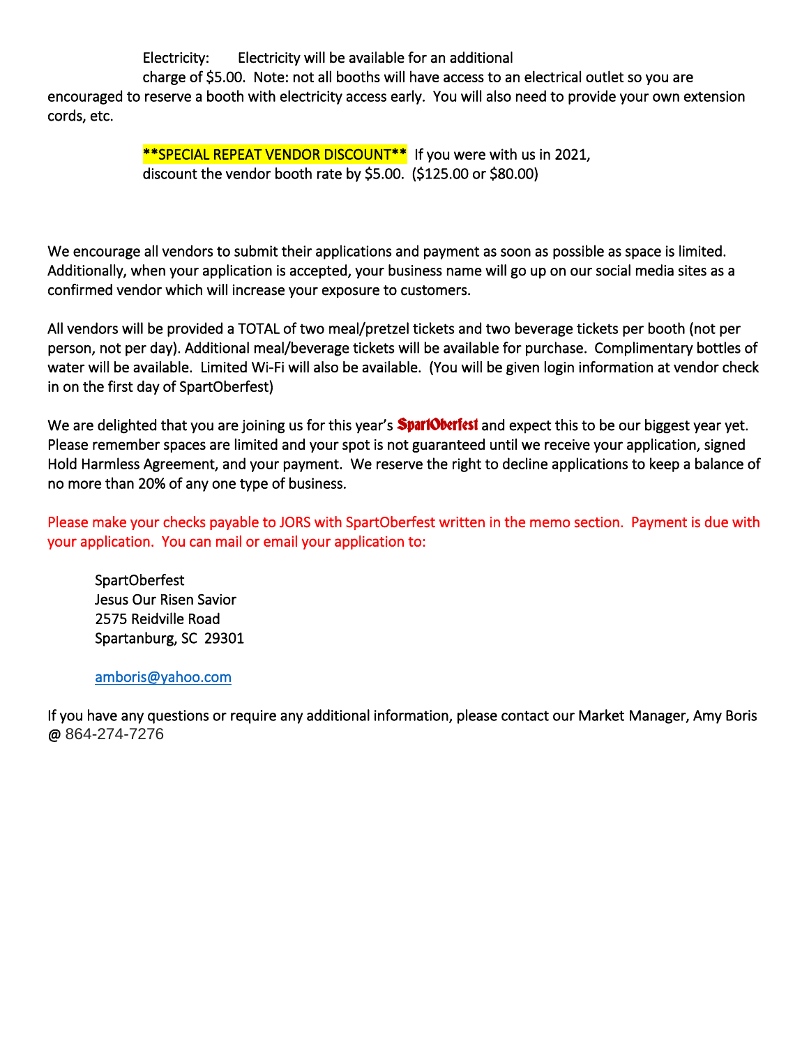Electricity: Electricity will be available for an additional charge of $5.00. Note: not all booths will have access to an electrical outlet so you are encouraged to reserve a booth with electricity access early. You will also need to provide your own extension cords, etc.

**SPECIAL REPEAT VENDOR DISCOUNT** If you were with us in 2021, discount the vendor booth rate by $5.00. ($125.00 or $80.00)

We encourage all vendors to submit their applications and payment as soon as possible as space is limited. Additionally, when your application is accepted, your business name will go up on our social media sites as a confirmed vendor which will increase your exposure to customers.

All vendors will be provided a TOTAL of two meal/pretzel tickets and two beverage tickets per booth (not per person, not per day). Additional meal/beverage tickets will be available for purchase. Complimentary bottles of water will be available. Limited Wi-Fi will also be available. (You will be given login information at vendor check in on the first day of SpartOberfest)

We are delighted that you are joining us for this year's **SpartOberfest** and expect this to be our biggest year yet. Please remember spaces are limited and your spot is not guaranteed until we receive your application, signed Hold Harmless Agreement, and your payment. We reserve the right to decline applications to keep a balance of no more than 20% of any one type of business.

Please make your checks payable to JORS with SpartOberfest written in the memo section. Payment is due with your application. You can mail or email your application to:

SpartOberfest
Jesus Our Risen Savior
2575 Reidville Road
Spartanburg, SC 29301

amboris@yahoo.com

If you have any questions or require any additional information, please contact our Market Manager, Amy Boris @ 864-274-7276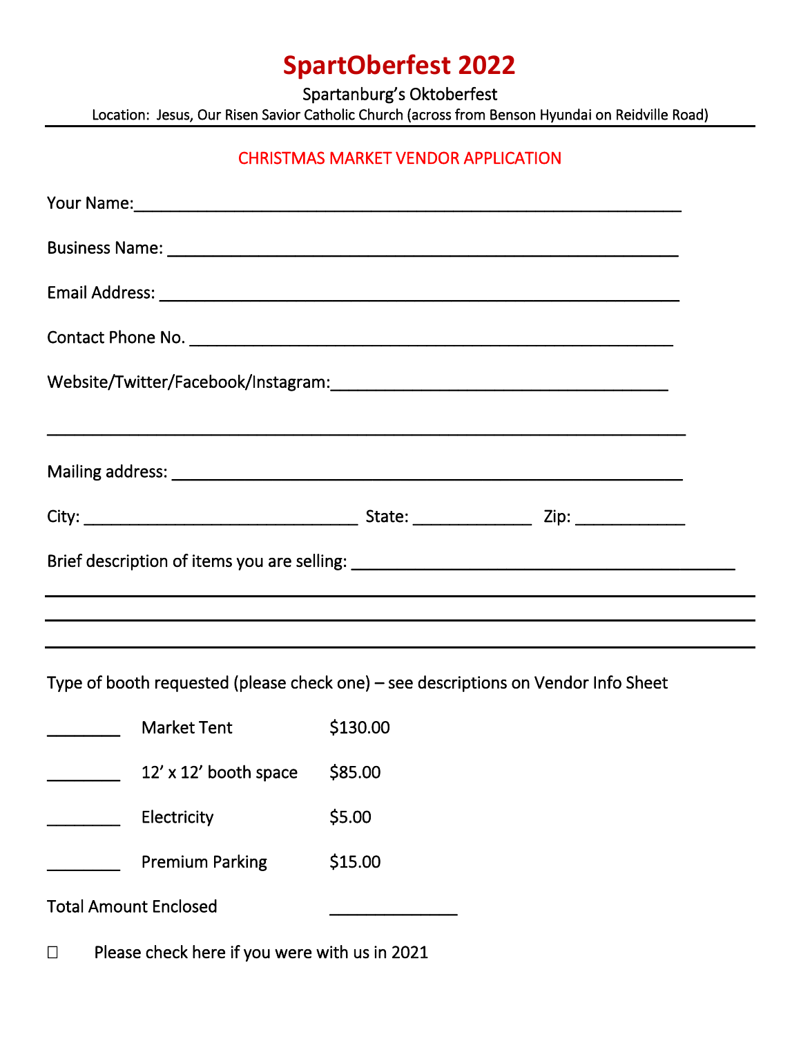# SpartOberfest 2022

Spartanburg's Oktoberfest

Location: Jesus, Our Risen Savior Catholic Church (across from Benson Hyundai on Reidville Road)

## CHRISTMAS MARKET VENDOR APPLICATION

Your Name:_______________________________________________________________

Business Name: ___________________________________________________________

Email Address: ____________________________________________________________

Contact Phone No. _________________________________________________________

Website/Twitter/Facebook/Instagram:_______________________________________

___________________________________________________________________________

Mailing address: ___________________________________________________________

City: ________________________________ State: _____________ Zip: ____________

Brief description of items you are selling: ___________________________________________

___________________________________________________________________________

___________________________________________________________________________

___________________________________________________________________________

Type of booth requested (please check one) – see descriptions on Vendor Info Sheet

| | | |
|---|---|---|
| ________ | Market Tent | $130.00 |
| ________ | 12' x 12' booth space | $85.00 |
| ________ | Electricity | $5.00 |
| ________ | Premium Parking | $15.00 |

Total Amount Enclosed ______________

☐ Please check here if you were with us in 2021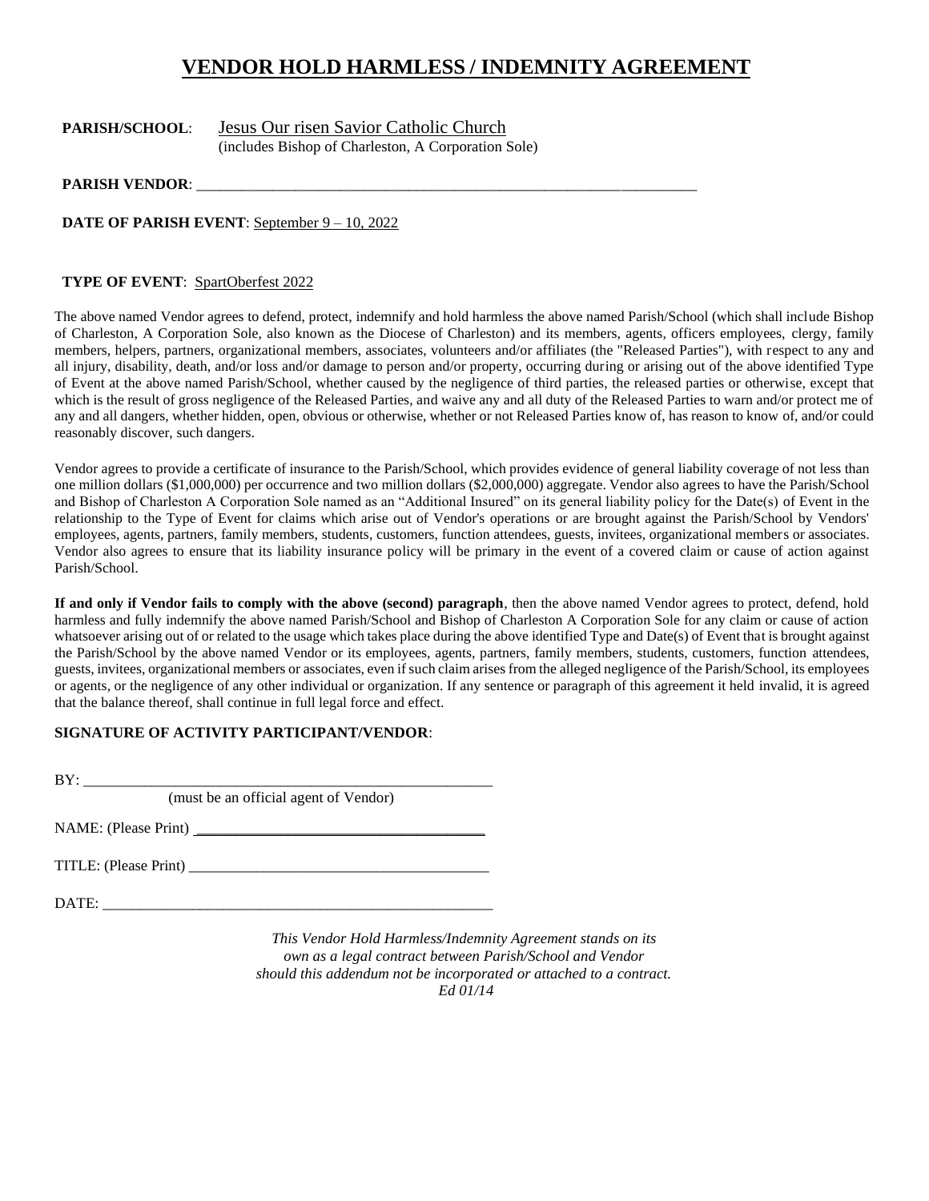# VENDOR HOLD HARMLESS / INDEMNITY AGREEMENT

**PARISH/SCHOOL**: Jesus Our risen Savior Catholic Church
(includes Bishop of Charleston, A Corporation Sole)

**PARISH VENDOR**: ___________________________________________________________________

**DATE OF PARISH EVENT**: September 9 – 10, 2022

**TYPE OF EVENT**: SpartOberfest 2022

The above named Vendor agrees to defend, protect, indemnify and hold harmless the above named Parish/School (which shall include Bishop of Charleston, A Corporation Sole, also known as the Diocese of Charleston) and its members, agents, officers employees, clergy, family members, helpers, partners, organizational members, associates, volunteers and/or affiliates (the "Released Parties"), with respect to any and all injury, disability, death, and/or loss and/or damage to person and/or property, occurring during or arising out of the above identified Type of Event at the above named Parish/School, whether caused by the negligence of third parties, the released parties or otherwise, except that which is the result of gross negligence of the Released Parties, and waive any and all duty of the Released Parties to warn and/or protect me of any and all dangers, whether hidden, open, obvious or otherwise, whether or not Released Parties know of, has reason to know of, and/or could reasonably discover, such dangers.

Vendor agrees to provide a certificate of insurance to the Parish/School, which provides evidence of general liability coverage of not less than one million dollars ($1,000,000) per occurrence and two million dollars ($2,000,000) aggregate. Vendor also agrees to have the Parish/School and Bishop of Charleston A Corporation Sole named as an "Additional Insured" on its general liability policy for the Date(s) of Event in the relationship to the Type of Event for claims which arise out of Vendor's operations or are brought against the Parish/School by Vendors' employees, agents, partners, family members, students, customers, function attendees, guests, invitees, organizational members or associates. Vendor also agrees to ensure that its liability insurance policy will be primary in the event of a covered claim or cause of action against Parish/School.

**If and only if Vendor fails to comply with the above (second) paragraph**, then the above named Vendor agrees to protect, defend, hold harmless and fully indemnify the above named Parish/School and Bishop of Charleston A Corporation Sole for any claim or cause of action whatsoever arising out of or related to the usage which takes place during the above identified Type and Date(s) of Event that is brought against the Parish/School by the above named Vendor or its employees, agents, partners, family members, students, customers, function attendees, guests, invitees, organizational members or associates, even if such claim arises from the alleged negligence of the Parish/School, its employees or agents, or the negligence of any other individual or organization. If any sentence or paragraph of this agreement it held invalid, it is agreed that the balance thereof, shall continue in full legal force and effect.

**SIGNATURE OF ACTIVITY PARTICIPANT/VENDOR**:

BY: _______________________________________________________
(must be an official agent of Vendor)

NAME: (Please Print) _______________________________________

TITLE: (Please Print) _______________________________________

DATE: _____________________________________________________

*This Vendor Hold Harmless/Indemnity Agreement stands on its own as a legal contract between Parish/School and Vendor should this addendum not be incorporated or attached to a contract.*
*Ed 01/14*